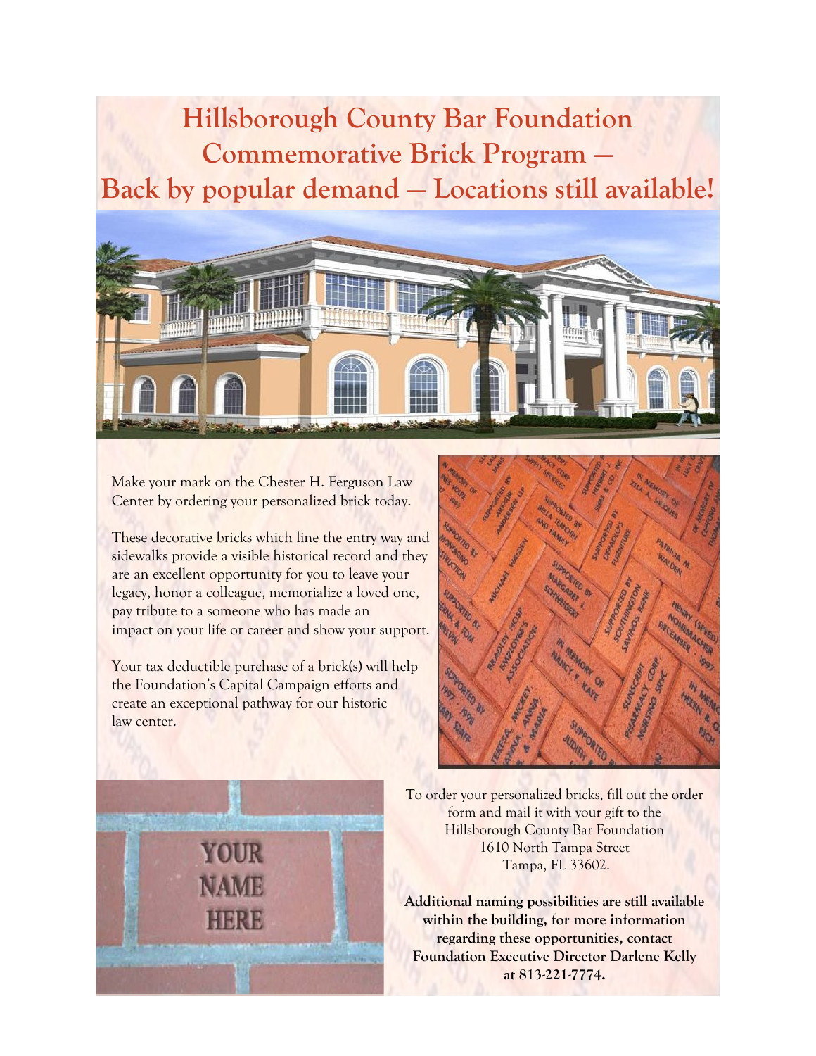# Hillsborough County Bar Foundation Commemorative Brick Program — Back by popular demand — Locations still available!

Make your mark on the Chester H. Ferguson Law Center by ordering your personalized brick today.

These decorative bricks which line the entry way and sidewalks provide a visible historical record and they are an excellent opportunity for you to leave your legacy, honor a colleague, memorialize a loved one, pay tribute to a someone who has made an impact on your life or career and show your support.

Your tax deductible purchase of a brick(s) will help the Foundation's Capital Campaign efforts and create an exceptional pathway for our historic law center.

To order your personalized bricks, fill out the order form and mail it with your gift to the Hillsborough County Bar Foundation
1610 North Tampa Street
Tampa, FL 33602.

**Additional naming possibilities are still available within the building, for more information regarding these opportunities, contact Foundation Executive Director Darlene Kelly at 813-221-7774.**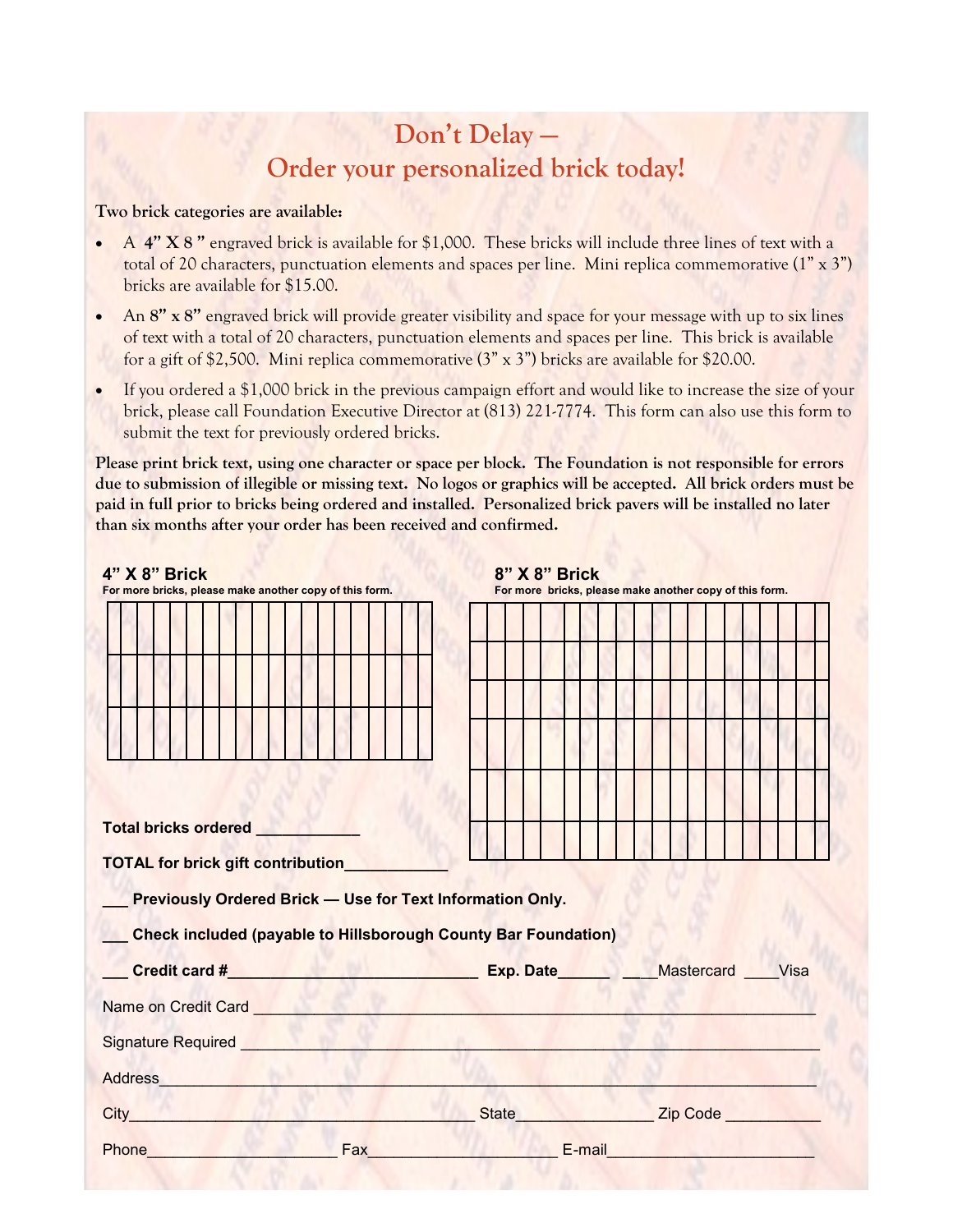# Don't Delay —
# Order your personalized brick today!

**Two brick categories are available:**

- A **4" X 8 "** engraved brick is available for $1,000. These bricks will include three lines of text with a total of 20 characters, punctuation elements and spaces per line. Mini replica commemorative (1" x 3") bricks are available for $15.00.
- An **8" x 8"** engraved brick will provide greater visibility and space for your message with up to six lines of text with a total of 20 characters, punctuation elements and spaces per line. This brick is available for a gift of $2,500. Mini replica commemorative (3" x 3") bricks are available for $20.00.
- If you ordered a $1,000 brick in the previous campaign effort and would like to increase the size of your brick, please call Foundation Executive Director at (813) 221-7774. This form can also use this form to submit the text for previously ordered bricks.

**Please print brick text, using one character or space per block. The Foundation is not responsible for errors due to submission of illegible or missing text. No logos or graphics will be accepted. All brick orders must be paid in full prior to bricks being ordered and installed. Personalized brick pavers will be installed no later than six months after your order has been received and confirmed.**

**4" X 8" Brick**
For more bricks, please make another copy of this form.

| | | | | | | | | | | | | | | | | | | | |
|---|---|---|---|---|---|---|---|---|---|---|---|---|---|---|---|---|---|---|---|
| | | | | | | | | | | | | | | | | | | | |
| | | | | | | | | | | | | | | | | | | | |
| | | | | | | | | | | | | | | | | | | | |

**8" X 8" Brick**
For more bricks, please make another copy of this form.

| | | | | | | | | | | | | | | | | | | | |
|---|---|---|---|---|---|---|---|---|---|---|---|---|---|---|---|---|---|---|---|
| | | | | | | | | | | | | | | | | | | | |
| | | | | | | | | | | | | | | | | | | | |
| | | | | | | | | | | | | | | | | | | | |
| | | | | | | | | | | | | | | | | | | | |
| | | | | | | | | | | | | | | | | | | | |
| | | | | | | | | | | | | | | | | | | | |

**Total bricks ordered ___________**

**TOTAL for brick gift contribution___________**

**___ Previously Ordered Brick — Use for Text Information Only.**

**___ Check included (payable to Hillsborough County Bar Foundation)**

**___ Credit card #___________________________ Exp. Date______** ____Mastercard ____Visa

Name on Credit Card ______________________________________________________________

Signature Required ________________________________________________________________

Address___________________________________________________________________________

City______________________________________ State_______________ Zip Code __________

Phone____________________ Fax_____________________ E-mail______________________